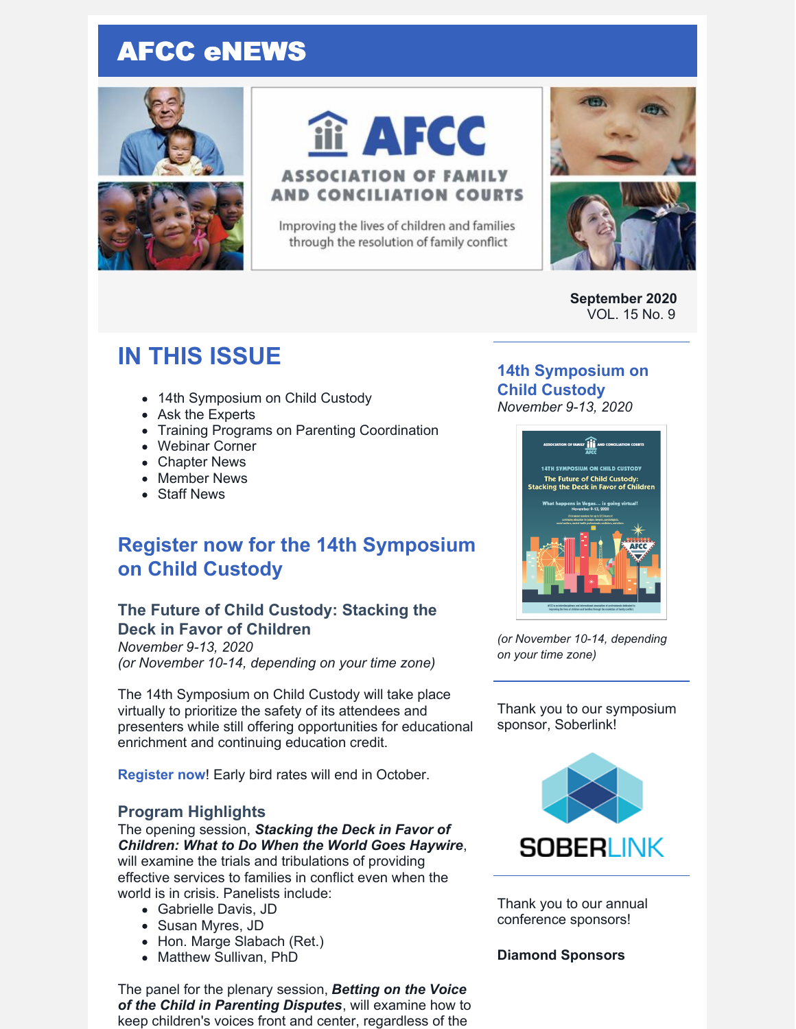# AFCC eNEWS

**September 2020**
VOL. 15 No. 9

## IN THIS ISSUE

- 14th Symposium on Child Custody
- Ask the Experts
- Training Programs on Parenting Coordination
- Webinar Corner
- Chapter News
- Member News
- Staff News

## Register now for the 14th Symposium on Child Custody

### The Future of Child Custody: Stacking the Deck in Favor of Children

*November 9-13, 2020*
*(or November 10-14, depending on your time zone)*

The 14th Symposium on Child Custody will take place virtually to prioritize the safety of its attendees and presenters while still offering opportunities for educational enrichment and continuing education credit.

**Register now**! Early bird rates will end in October.

### Program Highlights

The opening session, ***Stacking the Deck in Favor of Children: What to Do When the World Goes Haywire***, will examine the trials and tribulations of providing effective services to families in conflict even when the world is in crisis. Panelists include:

- Gabrielle Davis, JD
- Susan Myres, JD
- Hon. Marge Slabach (Ret.)
- Matthew Sullivan, PhD

The panel for the plenary session, ***Betting on the Voice of the Child in Parenting Disputes***, will examine how to keep children's voices front and center, regardless of the

### 14th Symposium on Child Custody

*November 9-13, 2020*

*(or November 10-14, depending on your time zone)*

Thank you to our symposium sponsor, Soberlink!

Thank you to our annual conference sponsors!

**Diamond Sponsors**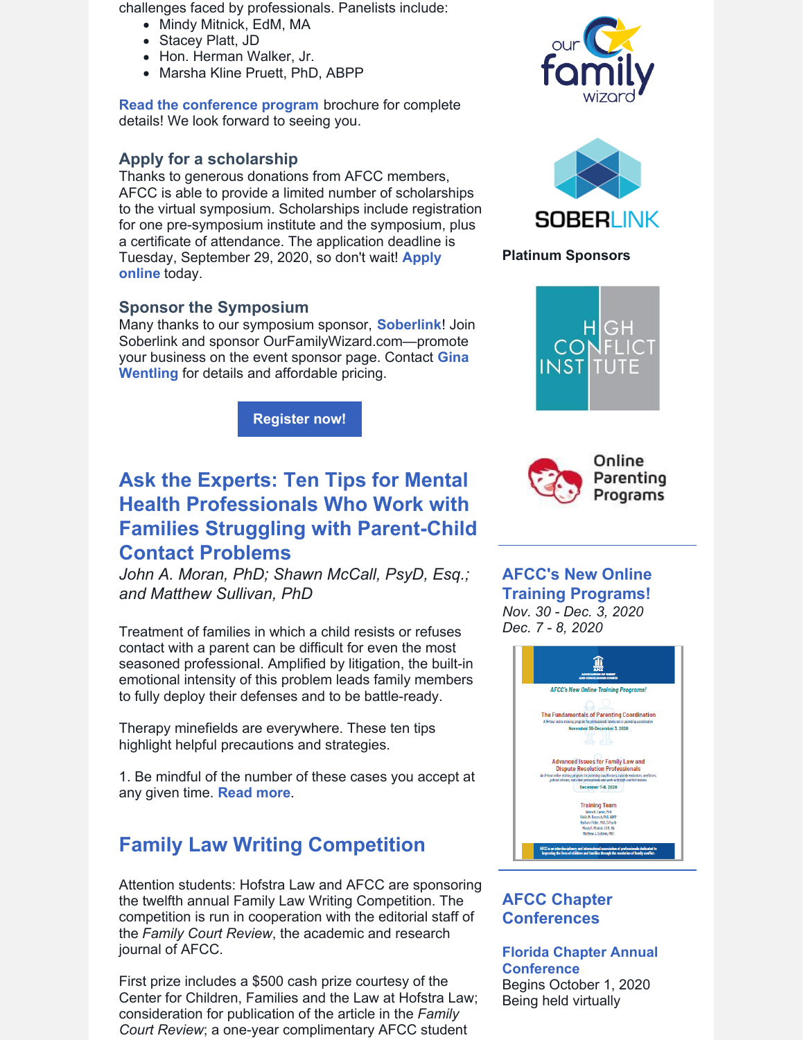challenges faced by professionals. Panelists include:

- Mindy Mitnick, EdM, MA
- Stacey Platt, JD
- Hon. Herman Walker, Jr.
- Marsha Kline Pruett, PhD, ABPP

**Read the conference program** brochure for complete details! We look forward to seeing you.

### Apply for a scholarship

Thanks to generous donations from AFCC members, AFCC is able to provide a limited number of scholarships to the virtual symposium. Scholarships include registration for one pre-symposium institute and the symposium, plus a certificate of attendance. The application deadline is Tuesday, September 29, 2020, so don't wait! **Apply online** today.

### Sponsor the Symposium

Many thanks to our symposium sponsor, **Soberlink**! Join Soberlink and sponsor OurFamilyWizard.com—promote your business on the event sponsor page. Contact **Gina Wentling** for details and affordable pricing.

**Register now!**

## Ask the Experts: Ten Tips for Mental Health Professionals Who Work with Families Struggling with Parent-Child Contact Problems

*John A. Moran, PhD; Shawn McCall, PsyD, Esq.; and Matthew Sullivan, PhD*

Treatment of families in which a child resists or refuses contact with a parent can be difficult for even the most seasoned professional. Amplified by litigation, the built-in emotional intensity of this problem leads family members to fully deploy their defenses and to be battle-ready.

Therapy minefields are everywhere. These ten tips highlight helpful precautions and strategies.

1. Be mindful of the number of these cases you accept at any given time. **Read more**.

## Family Law Writing Competition

Attention students: Hofstra Law and AFCC are sponsoring the twelfth annual Family Law Writing Competition. The competition is run in cooperation with the editorial staff of the *Family Court Review*, the academic and research journal of AFCC.

First prize includes a $500 cash prize courtesy of the Center for Children, Families and the Law at Hofstra Law; consideration for publication of the article in the *Family Court Review*; a one-year complimentary AFCC student

**Platinum Sponsors**

## AFCC's New Online Training Programs!

*Nov. 30 - Dec. 3, 2020*
*Dec. 7 - 8, 2020*

## AFCC Chapter Conferences

### Florida Chapter Annual Conference

Begins October 1, 2020
Being held virtually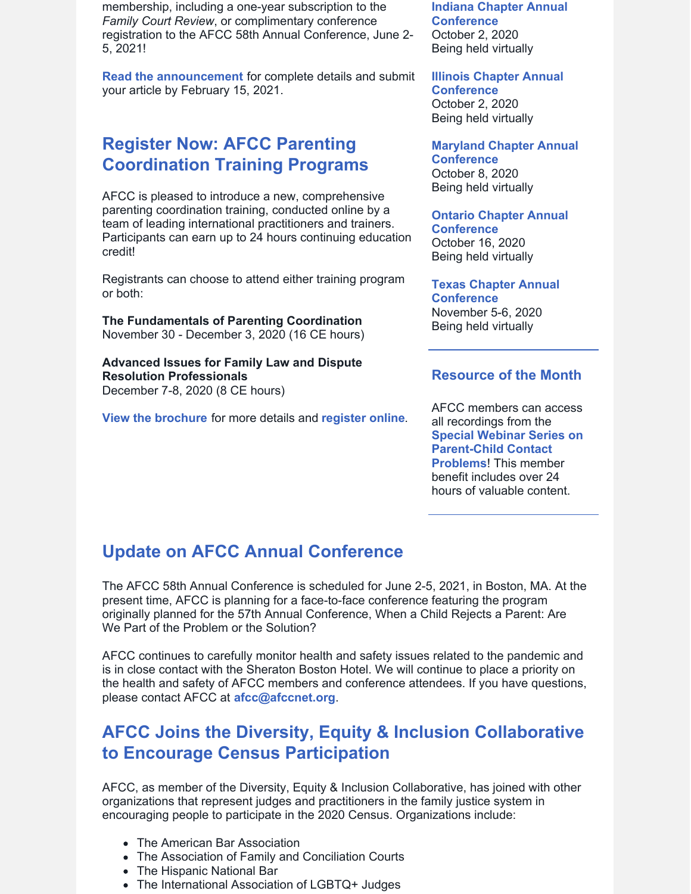membership, including a one-year subscription to the *Family Court Review*, or complimentary conference registration to the AFCC 58th Annual Conference, June 2-5, 2021!

**Read the announcement** for complete details and submit your article by February 15, 2021.

## Register Now: AFCC Parenting Coordination Training Programs

AFCC is pleased to introduce a new, comprehensive parenting coordination training, conducted online by a team of leading international practitioners and trainers. Participants can earn up to 24 hours continuing education credit!

Registrants can choose to attend either training program or both:

**The Fundamentals of Parenting Coordination**
November 30 - December 3, 2020 (16 CE hours)

**Advanced Issues for Family Law and Dispute Resolution Professionals**
December 7-8, 2020 (8 CE hours)

**View the brochure** for more details and **register online**.

**Indiana Chapter Annual Conference**
October 2, 2020
Being held virtually

**Illinois Chapter Annual Conference**
October 2, 2020
Being held virtually

**Maryland Chapter Annual Conference**
October 8, 2020
Being held virtually

**Ontario Chapter Annual Conference**
October 16, 2020
Being held virtually

**Texas Chapter Annual Conference**
November 5-6, 2020
Being held virtually

### Resource of the Month

AFCC members can access all recordings from the **Special Webinar Series on Parent-Child Contact Problems**! This member benefit includes over 24 hours of valuable content.

## Update on AFCC Annual Conference

The AFCC 58th Annual Conference is scheduled for June 2-5, 2021, in Boston, MA. At the present time, AFCC is planning for a face-to-face conference featuring the program originally planned for the 57th Annual Conference, When a Child Rejects a Parent: Are We Part of the Problem or the Solution?

AFCC continues to carefully monitor health and safety issues related to the pandemic and is in close contact with the Sheraton Boston Hotel. We will continue to place a priority on the health and safety of AFCC members and conference attendees. If you have questions, please contact AFCC at **afcc@afccnet.org**.

## AFCC Joins the Diversity, Equity & Inclusion Collaborative to Encourage Census Participation

AFCC, as member of the Diversity, Equity & Inclusion Collaborative, has joined with other organizations that represent judges and practitioners in the family justice system in encouraging people to participate in the 2020 Census. Organizations include:

- The American Bar Association
- The Association of Family and Conciliation Courts
- The Hispanic National Bar
- The International Association of LGBTQ+ Judges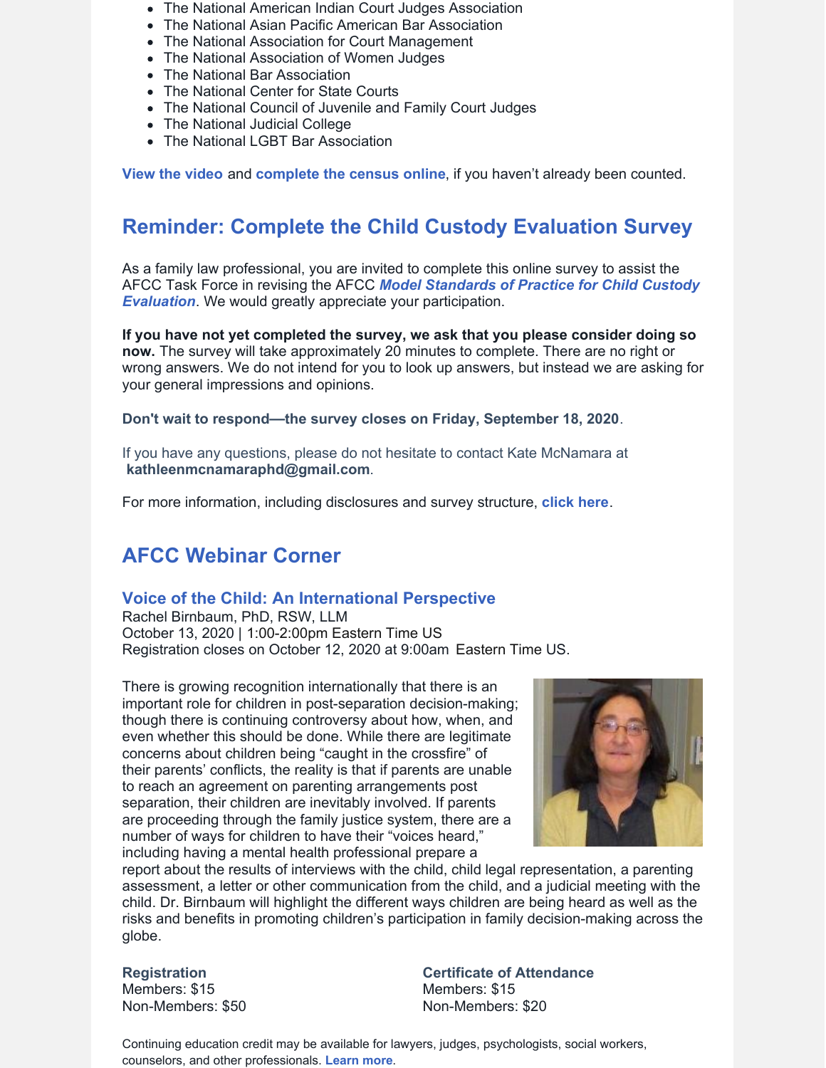- The National American Indian Court Judges Association
- The National Asian Pacific American Bar Association
- The National Association for Court Management
- The National Association of Women Judges
- The National Bar Association
- The National Center for State Courts
- The National Council of Juvenile and Family Court Judges
- The National Judicial College
- The National LGBT Bar Association

**View the video** and **complete the census online**, if you haven't already been counted.

## Reminder: Complete the Child Custody Evaluation Survey

As a family law professional, you are invited to complete this online survey to assist the AFCC Task Force in revising the AFCC ***Model Standards of Practice for Child Custody Evaluation***. We would greatly appreciate your participation.

**If you have not yet completed the survey, we ask that you please consider doing so now.** The survey will take approximately 20 minutes to complete. There are no right or wrong answers. We do not intend for you to look up answers, but instead we are asking for your general impressions and opinions.

**Don't wait to respond—the survey closes on Friday, September 18, 2020**.

If you have any questions, please do not hesitate to contact Kate McNamara at **kathleenmcnamaraphd@gmail.com**.

For more information, including disclosures and survey structure, **click here**.

## AFCC Webinar Corner

### Voice of the Child: An International Perspective

Rachel Birnbaum, PhD, RSW, LLM
October 13, 2020 | 1:00-2:00pm Eastern Time US
Registration closes on October 12, 2020 at 9:00am Eastern Time US.

There is growing recognition internationally that there is an important role for children in post-separation decision-making; though there is continuing controversy about how, when, and even whether this should be done. While there are legitimate concerns about children being "caught in the crossfire" of their parents' conflicts, the reality is that if parents are unable to reach an agreement on parenting arrangements post separation, their children are inevitably involved. If parents are proceeding through the family justice system, there are a number of ways for children to have their "voices heard," including having a mental health professional prepare a report about the results of interviews with the child, child legal representation, a parenting assessment, a letter or other communication from the child, and a judicial meeting with the child. Dr. Birnbaum will highlight the different ways children are being heard as well as the risks and benefits in promoting children's participation in family decision-making across the globe.

**Registration**
Members: $15
Non-Members: $50

**Certificate of Attendance**
Members: $15
Non-Members: $20

Continuing education credit may be available for lawyers, judges, psychologists, social workers, counselors, and other professionals. **Learn more**.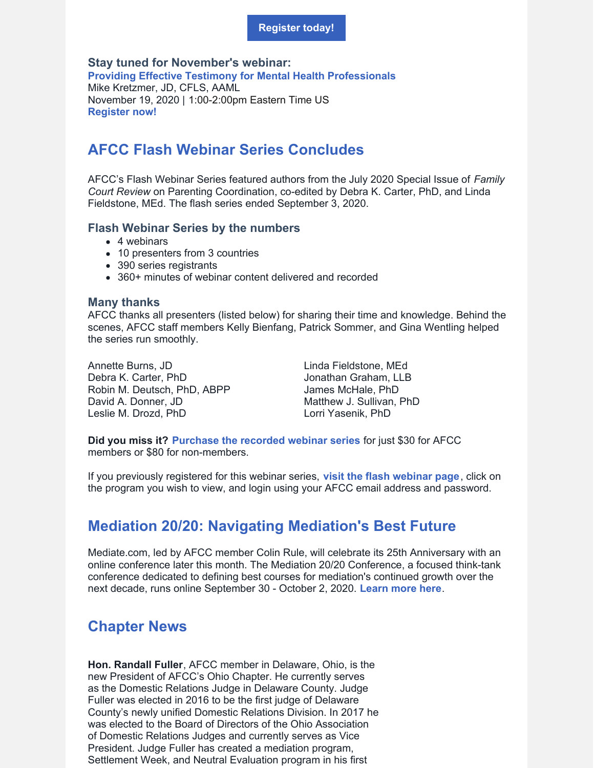**Register today!**

### Stay tuned for November's webinar:

**Providing Effective Testimony for Mental Health Professionals**
Mike Kretzmer, JD, CFLS, AAML
November 19, 2020 | 1:00-2:00pm Eastern Time US
**Register now!**

## AFCC Flash Webinar Series Concludes

AFCC's Flash Webinar Series featured authors from the July 2020 Special Issue of *Family Court Review* on Parenting Coordination, co-edited by Debra K. Carter, PhD, and Linda Fieldstone, MEd. The flash series ended September 3, 2020.

### Flash Webinar Series by the numbers

- 4 webinars
- 10 presenters from 3 countries
- 390 series registrants
- 360+ minutes of webinar content delivered and recorded

### Many thanks

AFCC thanks all presenters (listed below) for sharing their time and knowledge. Behind the scenes, AFCC staff members Kelly Bienfang, Patrick Sommer, and Gina Wentling helped the series run smoothly.

Annette Burns, JD
Debra K. Carter, PhD
Robin M. Deutsch, PhD, ABPP
David A. Donner, JD
Leslie M. Drozd, PhD
Linda Fieldstone, MEd
Jonathan Graham, LLB
James McHale, PhD
Matthew J. Sullivan, PhD
Lorri Yasenik, PhD

**Did you miss it?** **Purchase the recorded webinar series** for just $30 for AFCC members or $80 for non-members.

If you previously registered for this webinar series, **visit the flash webinar page**, click on the program you wish to view, and login using your AFCC email address and password.

## Mediation 20/20: Navigating Mediation's Best Future

Mediate.com, led by AFCC member Colin Rule, will celebrate its 25th Anniversary with an online conference later this month. The Mediation 20/20 Conference, a focused think-tank conference dedicated to defining best courses for mediation's continued growth over the next decade, runs online September 30 - October 2, 2020. **Learn more here**.

## Chapter News

**Hon. Randall Fuller**, AFCC member in Delaware, Ohio, is the new President of AFCC's Ohio Chapter. He currently serves as the Domestic Relations Judge in Delaware County. Judge Fuller was elected in 2016 to be the first judge of Delaware County's newly unified Domestic Relations Division. In 2017 he was elected to the Board of Directors of the Ohio Association of Domestic Relations Judges and currently serves as Vice President. Judge Fuller has created a mediation program, Settlement Week, and Neutral Evaluation program in his first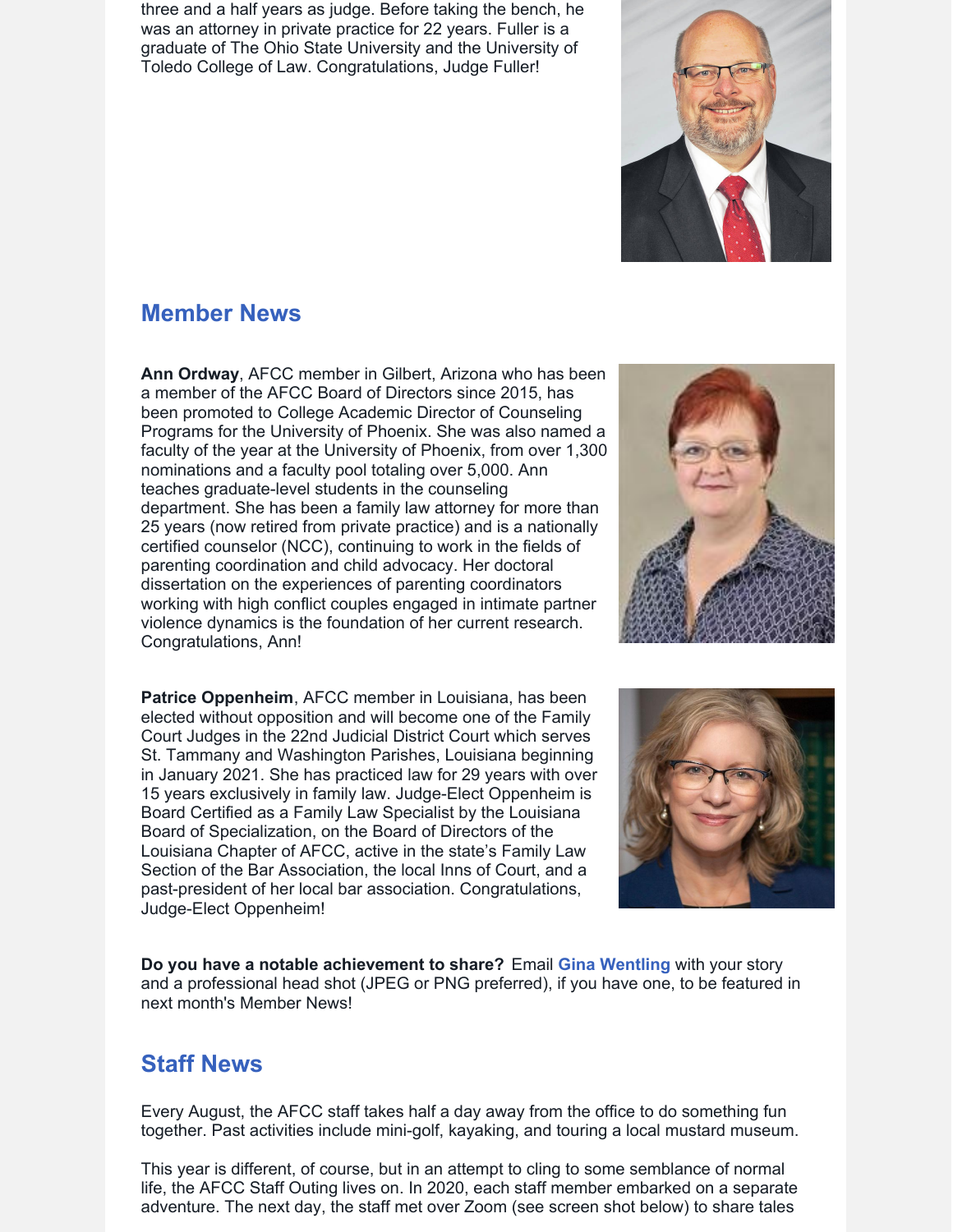three and a half years as judge. Before taking the bench, he was an attorney in private practice for 22 years. Fuller is a graduate of The Ohio State University and the University of Toledo College of Law. Congratulations, Judge Fuller!

## Member News

**Ann Ordway**, AFCC member in Gilbert, Arizona who has been a member of the AFCC Board of Directors since 2015, has been promoted to College Academic Director of Counseling Programs for the University of Phoenix. She was also named a faculty of the year at the University of Phoenix, from over 1,300 nominations and a faculty pool totaling over 5,000. Ann teaches graduate-level students in the counseling department. She has been a family law attorney for more than 25 years (now retired from private practice) and is a nationally certified counselor (NCC), continuing to work in the fields of parenting coordination and child advocacy. Her doctoral dissertation on the experiences of parenting coordinators working with high conflict couples engaged in intimate partner violence dynamics is the foundation of her current research. Congratulations, Ann!

**Patrice Oppenheim**, AFCC member in Louisiana, has been elected without opposition and will become one of the Family Court Judges in the 22nd Judicial District Court which serves St. Tammany and Washington Parishes, Louisiana beginning in January 2021. She has practiced law for 29 years with over 15 years exclusively in family law. Judge-Elect Oppenheim is Board Certified as a Family Law Specialist by the Louisiana Board of Specialization, on the Board of Directors of the Louisiana Chapter of AFCC, active in the state's Family Law Section of the Bar Association, the local Inns of Court, and a past-president of her local bar association. Congratulations, Judge-Elect Oppenheim!

**Do you have a notable achievement to share?** Email **Gina Wentling** with your story and a professional head shot (JPEG or PNG preferred), if you have one, to be featured in next month's Member News!

## Staff News

Every August, the AFCC staff takes half a day away from the office to do something fun together. Past activities include mini-golf, kayaking, and touring a local mustard museum.

This year is different, of course, but in an attempt to cling to some semblance of normal life, the AFCC Staff Outing lives on. In 2020, each staff member embarked on a separate adventure. The next day, the staff met over Zoom (see screen shot below) to share tales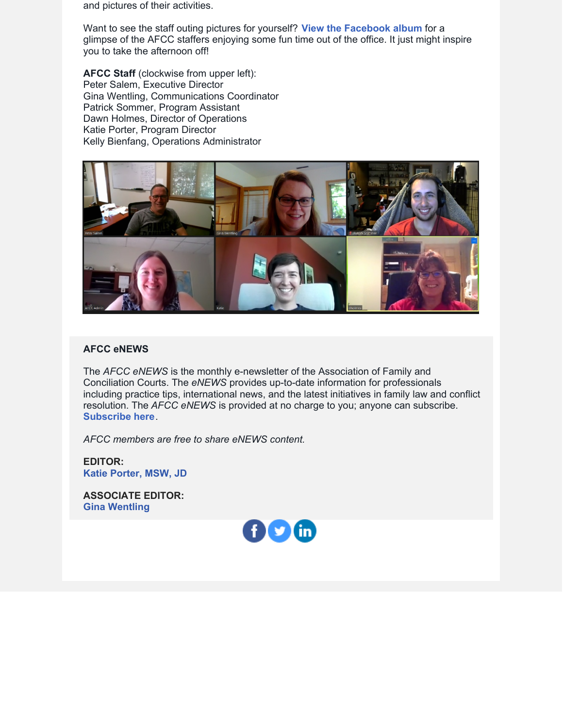and pictures of their activities.

Want to see the staff outing pictures for yourself? **View the Facebook album** for a glimpse of the AFCC staffers enjoying some fun time out of the office. It just might inspire you to take the afternoon off!

**AFCC Staff** (clockwise from upper left):
Peter Salem, Executive Director
Gina Wentling, Communications Coordinator
Patrick Sommer, Program Assistant
Dawn Holmes, Director of Operations
Katie Porter, Program Director
Kelly Bienfang, Operations Administrator

### AFCC eNEWS

The *AFCC eNEWS* is the monthly e-newsletter of the Association of Family and Conciliation Courts. The *eNEWS* provides up-to-date information for professionals including practice tips, international news, and the latest initiatives in family law and conflict resolution. The *AFCC eNEWS* is provided at no charge to you; anyone can subscribe. **Subscribe here**.

*AFCC members are free to share eNEWS content.*

**EDITOR:**
**Katie Porter, MSW, JD**

**ASSOCIATE EDITOR:**
**Gina Wentling**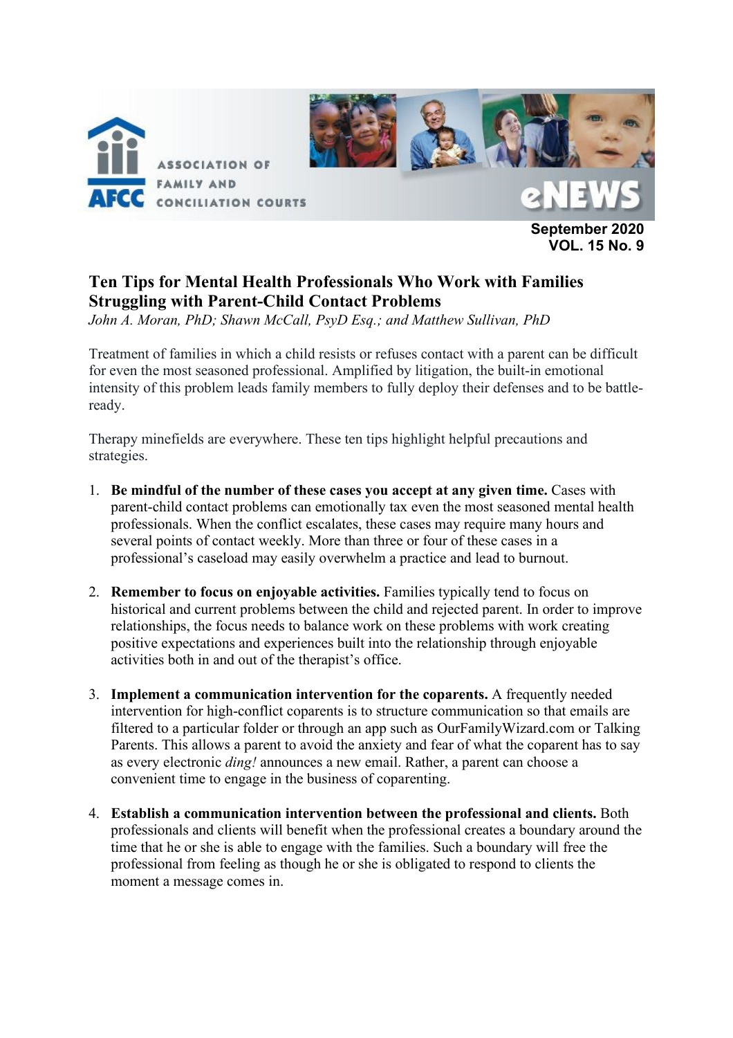# Ten Tips for Mental Health Professionals Who Work with Families Struggling with Parent-Child Contact Problems

*John A. Moran, PhD; Shawn McCall, PsyD Esq.; and Matthew Sullivan, PhD*

Treatment of families in which a child resists or refuses contact with a parent can be difficult for even the most seasoned professional. Amplified by litigation, the built-in emotional intensity of this problem leads family members to fully deploy their defenses and to be battle-ready.

Therapy minefields are everywhere. These ten tips highlight helpful precautions and strategies.

1. **Be mindful of the number of these cases you accept at any given time.** Cases with parent-child contact problems can emotionally tax even the most seasoned mental health professionals. When the conflict escalates, these cases may require many hours and several points of contact weekly. More than three or four of these cases in a professional's caseload may easily overwhelm a practice and lead to burnout.

2. **Remember to focus on enjoyable activities.** Families typically tend to focus on historical and current problems between the child and rejected parent. In order to improve relationships, the focus needs to balance work on these problems with work creating positive expectations and experiences built into the relationship through enjoyable activities both in and out of the therapist's office.

3. **Implement a communication intervention for the coparents.** A frequently needed intervention for high-conflict coparents is to structure communication so that emails are filtered to a particular folder or through an app such as OurFamilyWizard.com or Talking Parents. This allows a parent to avoid the anxiety and fear of what the coparent has to say as every electronic *ding!* announces a new email. Rather, a parent can choose a convenient time to engage in the business of coparenting.

4. **Establish a communication intervention between the professional and clients.** Both professionals and clients will benefit when the professional creates a boundary around the time that he or she is able to engage with the families. Such a boundary will free the professional from feeling as though he or she is obligated to respond to clients the moment a message comes in.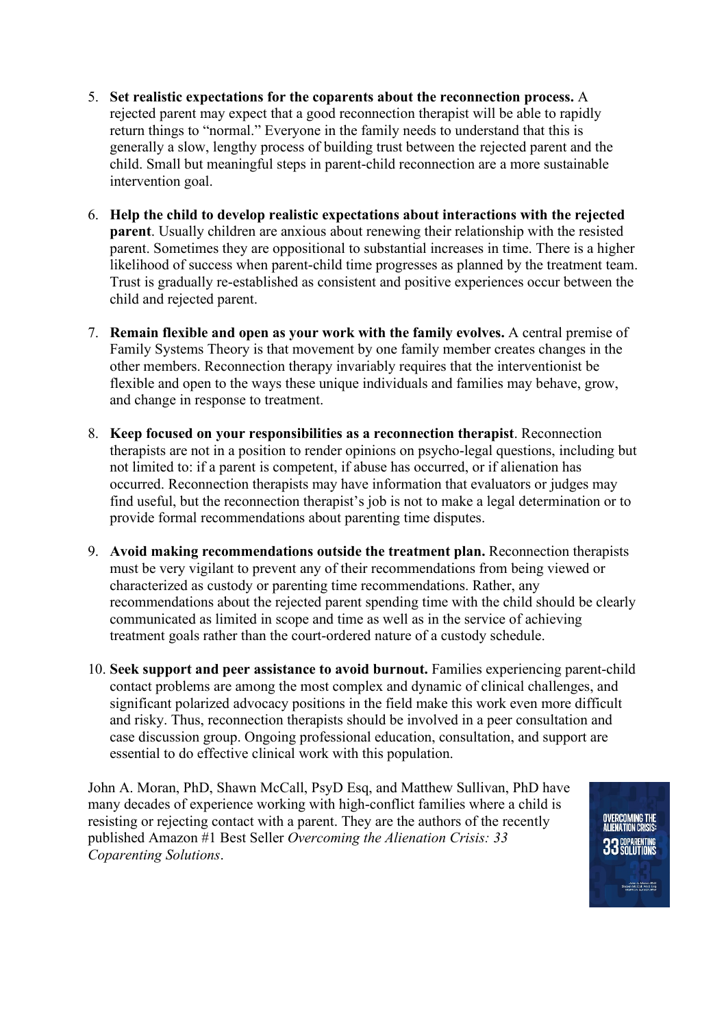5. **Set realistic expectations for the coparents about the reconnection process.** A rejected parent may expect that a good reconnection therapist will be able to rapidly return things to "normal." Everyone in the family needs to understand that this is generally a slow, lengthy process of building trust between the rejected parent and the child. Small but meaningful steps in parent-child reconnection are a more sustainable intervention goal.

6. **Help the child to develop realistic expectations about interactions with the rejected parent**. Usually children are anxious about renewing their relationship with the resisted parent. Sometimes they are oppositional to substantial increases in time. There is a higher likelihood of success when parent-child time progresses as planned by the treatment team. Trust is gradually re-established as consistent and positive experiences occur between the child and rejected parent.

7. **Remain flexible and open as your work with the family evolves.** A central premise of Family Systems Theory is that movement by one family member creates changes in the other members. Reconnection therapy invariably requires that the interventionist be flexible and open to the ways these unique individuals and families may behave, grow, and change in response to treatment.

8. **Keep focused on your responsibilities as a reconnection therapist**. Reconnection therapists are not in a position to render opinions on psycho-legal questions, including but not limited to: if a parent is competent, if abuse has occurred, or if alienation has occurred. Reconnection therapists may have information that evaluators or judges may find useful, but the reconnection therapist's job is not to make a legal determination or to provide formal recommendations about parenting time disputes.

9. **Avoid making recommendations outside the treatment plan.** Reconnection therapists must be very vigilant to prevent any of their recommendations from being viewed or characterized as custody or parenting time recommendations. Rather, any recommendations about the rejected parent spending time with the child should be clearly communicated as limited in scope and time as well as in the service of achieving treatment goals rather than the court-ordered nature of a custody schedule.

10. **Seek support and peer assistance to avoid burnout.** Families experiencing parent-child contact problems are among the most complex and dynamic of clinical challenges, and significant polarized advocacy positions in the field make this work even more difficult and risky. Thus, reconnection therapists should be involved in a peer consultation and case discussion group. Ongoing professional education, consultation, and support are essential to do effective clinical work with this population.

John A. Moran, PhD, Shawn McCall, PsyD Esq, and Matthew Sullivan, PhD have many decades of experience working with high-conflict families where a child is resisting or rejecting contact with a parent. They are the authors of the recently published Amazon #1 Best Seller *Overcoming the Alienation Crisis: 33 Coparenting Solutions*.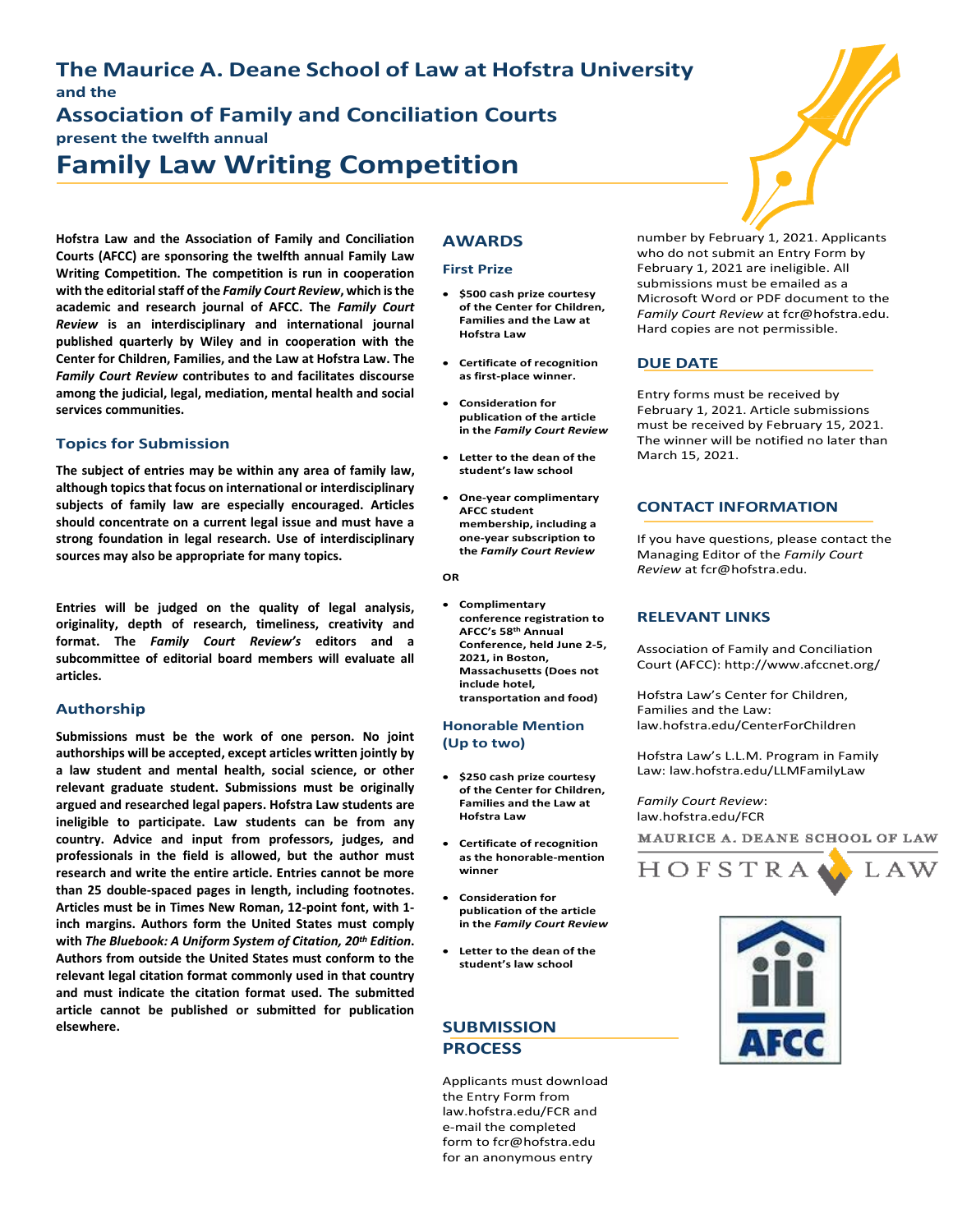# The Maurice A. Deane School of Law at Hofstra University

and the

# Association of Family and Conciliation Courts

present the twelfth annual

# Family Law Writing Competition

**Hofstra Law and the Association of Family and Conciliation Courts (AFCC) are sponsoring the twelfth annual Family Law Writing Competition. The competition is run in cooperation with the editorial staff of the *Family Court Review*, which is the academic and research journal of AFCC. The *Family Court Review* is an interdisciplinary and international journal published quarterly by Wiley and in cooperation with the Center for Children, Families, and the Law at Hofstra Law. The *Family Court Review* contributes to and facilitates discourse among the judicial, legal, mediation, mental health and social services communities.**

## Topics for Submission

**The subject of entries may be within any area of family law, although topics that focus on international or interdisciplinary subjects of family law are especially encouraged. Articles should concentrate on a current legal issue and must have a strong foundation in legal research. Use of interdisciplinary sources may also be appropriate for many topics.**

**Entries will be judged on the quality of legal analysis, originality, depth of research, timeliness, creativity and format. The *Family Court Review's* editors and a subcommittee of editorial board members will evaluate all articles.**

## Authorship

**Submissions must be the work of one person. No joint authorships will be accepted, except articles written jointly by a law student and mental health, social science, or other relevant graduate student. Submissions must be originally argued and researched legal papers. Hofstra Law students are ineligible to participate. Law students can be from any country. Advice and input from professors, judges, and professionals in the field is allowed, but the author must research and write the entire article. Entries cannot be more than 25 double-spaced pages in length, including footnotes. Articles must be in Times New Roman, 12-point font, with 1-inch margins. Authors form the United States must comply with *The Bluebook: A Uniform System of Citation, 20th Edition*. Authors from outside the United States must conform to the relevant legal citation format commonly used in that country and must indicate the citation format used. The submitted article cannot be published or submitted for publication elsewhere.**

## AWARDS

### First Prize

- **$500 cash prize courtesy of the Center for Children, Families and the Law at Hofstra Law**
- **Certificate of recognition as first-place winner.**
- **Consideration for publication of the article in the *Family Court Review***
- **Letter to the dean of the student's law school**
- **One-year complimentary AFCC student membership, including a one-year subscription to the *Family Court Review***

**OR**

- **Complimentary conference registration to AFCC's 58th Annual Conference, held June 2-5, 2021, in Boston, Massachusetts (Does not include hotel, transportation and food)**

### Honorable Mention (Up to two)

- **$250 cash prize courtesy of the Center for Children, Families and the Law at Hofstra Law**
- **Certificate of recognition as the honorable-mention winner**
- **Consideration for publication of the article in the *Family Court Review***
- **Letter to the dean of the student's law school**

## SUBMISSION PROCESS

Applicants must download the Entry Form from law.hofstra.edu/FCR and e-mail the completed form to fcr@hofstra.edu for an anonymous entry number by February 1, 2021. Applicants who do not submit an Entry Form by February 1, 2021 are ineligible. All submissions must be emailed as a Microsoft Word or PDF document to the *Family Court Review* at fcr@hofstra.edu. Hard copies are not permissible.

## DUE DATE

Entry forms must be received by February 1, 2021. Article submissions must be received by February 15, 2021. The winner will be notified no later than March 15, 2021.

## CONTACT INFORMATION

If you have questions, please contact the Managing Editor of the *Family Court Review* at fcr@hofstra.edu.

## RELEVANT LINKS

Association of Family and Conciliation Court (AFCC): http://www.afccnet.org/

Hofstra Law's Center for Children, Families and the Law: law.hofstra.edu/CenterForChildren

Hofstra Law's L.L.M. Program in Family Law: law.hofstra.edu/LLMFamilyLaw

*Family Court Review*: law.hofstra.edu/FCR

MAURICE A. DEANE SCHOOL OF LAW
HOFSTRA LAW

AFCC